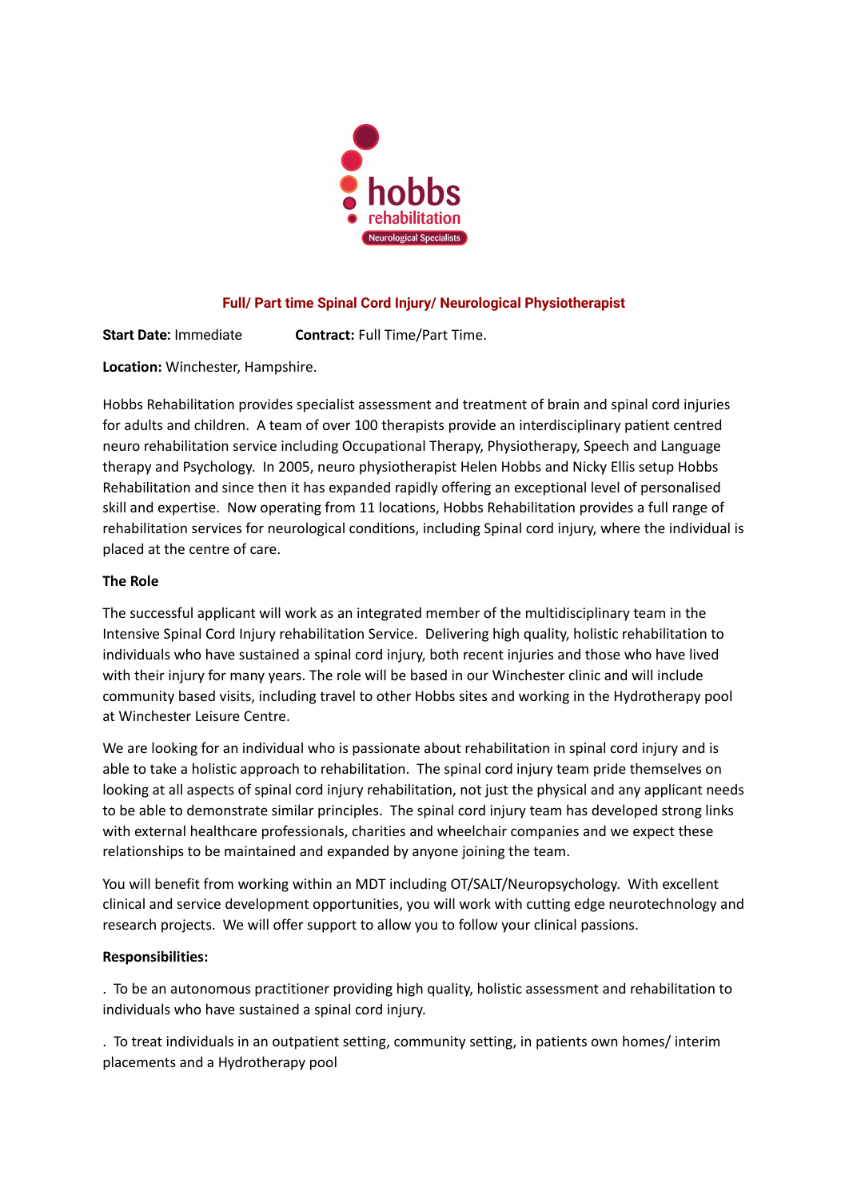# Full/ Part time Spinal Cord Injury/ Neurological Physiotherapist

**Start Date:** Immediate **Contract:** Full Time/Part Time.

**Location:** Winchester, Hampshire.

Hobbs Rehabilitation provides specialist assessment and treatment of brain and spinal cord injuries for adults and children. A team of over 100 therapists provide an interdisciplinary patient centred neuro rehabilitation service including Occupational Therapy, Physiotherapy, Speech and Language therapy and Psychology. In 2005, neuro physiotherapist Helen Hobbs and Nicky Ellis setup Hobbs Rehabilitation and since then it has expanded rapidly offering an exceptional level of personalised skill and expertise. Now operating from 11 locations, Hobbs Rehabilitation provides a full range of rehabilitation services for neurological conditions, including Spinal cord injury, where the individual is placed at the centre of care.

**The Role**

The successful applicant will work as an integrated member of the multidisciplinary team in the Intensive Spinal Cord Injury rehabilitation Service. Delivering high quality, holistic rehabilitation to individuals who have sustained a spinal cord injury, both recent injuries and those who have lived with their injury for many years. The role will be based in our Winchester clinic and will include community based visits, including travel to other Hobbs sites and working in the Hydrotherapy pool at Winchester Leisure Centre.

We are looking for an individual who is passionate about rehabilitation in spinal cord injury and is able to take a holistic approach to rehabilitation. The spinal cord injury team pride themselves on looking at all aspects of spinal cord injury rehabilitation, not just the physical and any applicant needs to be able to demonstrate similar principles. The spinal cord injury team has developed strong links with external healthcare professionals, charities and wheelchair companies and we expect these relationships to be maintained and expanded by anyone joining the team.

You will benefit from working within an MDT including OT/SALT/Neuropsychology. With excellent clinical and service development opportunities, you will work with cutting edge neurotechnology and research projects. We will offer support to allow you to follow your clinical passions.

**Responsibilities:**

. To be an autonomous practitioner providing high quality, holistic assessment and rehabilitation to individuals who have sustained a spinal cord injury.

. To treat individuals in an outpatient setting, community setting, in patients own homes/ interim placements and a Hydrotherapy pool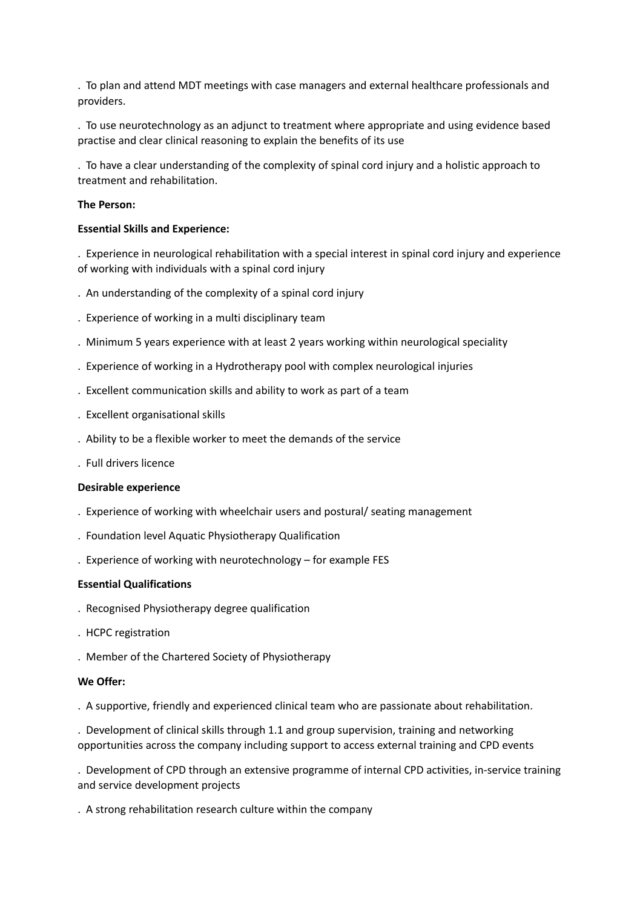. To plan and attend MDT meetings with case managers and external healthcare professionals and providers.

. To use neurotechnology as an adjunct to treatment where appropriate and using evidence based practise and clear clinical reasoning to explain the benefits of its use

. To have a clear understanding of the complexity of spinal cord injury and a holistic approach to treatment and rehabilitation.

**The Person:**

**Essential Skills and Experience:**

. Experience in neurological rehabilitation with a special interest in spinal cord injury and experience of working with individuals with a spinal cord injury

. An understanding of the complexity of a spinal cord injury

. Experience of working in a multi disciplinary team

. Minimum 5 years experience with at least 2 years working within neurological speciality

. Experience of working in a Hydrotherapy pool with complex neurological injuries

. Excellent communication skills and ability to work as part of a team

. Excellent organisational skills

. Ability to be a flexible worker to meet the demands of the service

. Full drivers licence

**Desirable experience**

. Experience of working with wheelchair users and postural/ seating management

. Foundation level Aquatic Physiotherapy Qualification

. Experience of working with neurotechnology – for example FES

**Essential Qualifications**

. Recognised Physiotherapy degree qualification

. HCPC registration

. Member of the Chartered Society of Physiotherapy

**We Offer:**

. A supportive, friendly and experienced clinical team who are passionate about rehabilitation.

. Development of clinical skills through 1.1 and group supervision, training and networking opportunities across the company including support to access external training and CPD events

. Development of CPD through an extensive programme of internal CPD activities, in-service training and service development projects

. A strong rehabilitation research culture within the company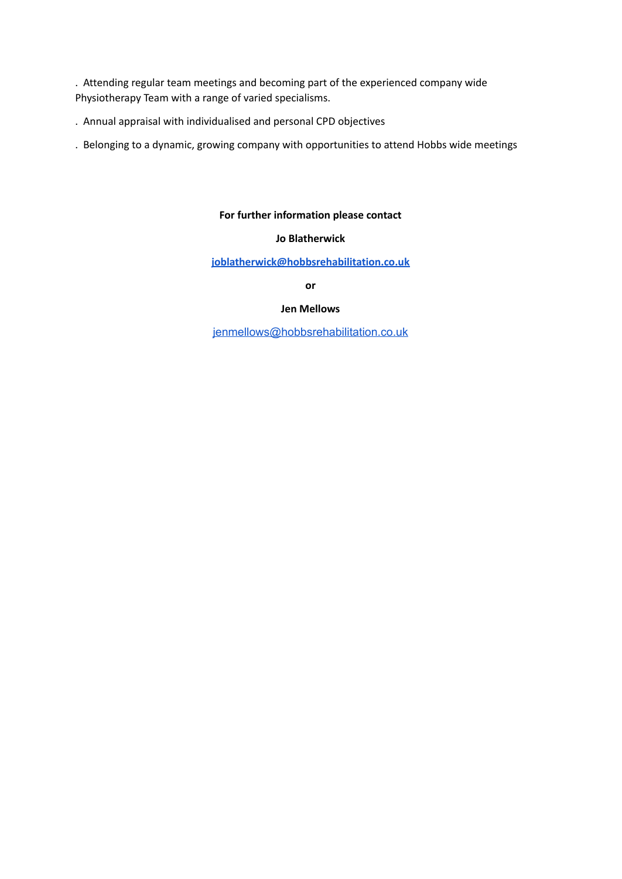. Attending regular team meetings and becoming part of the experienced company wide Physiotherapy Team with a range of varied specialisms.

. Annual appraisal with individualised and personal CPD objectives

. Belonging to a dynamic, growing company with opportunities to attend Hobbs wide meetings

**For further information please contact**

**Jo Blatherwick**

**joblatherwick@hobbsrehabilitation.co.uk**

**or**

**Jen Mellows**

jenmellows@hobbsrehabilitation.co.uk